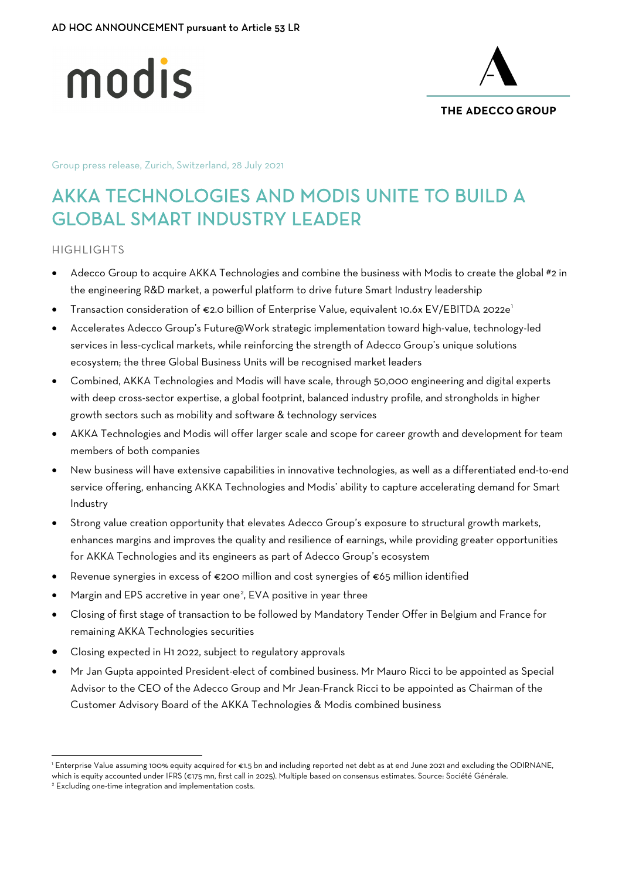AD HOC ANNOUNCEMENT pursuant to Article 53 LR

modis

THE ADECCO GROUP

Group press release, Zurich, Switzerland, 28 July 2021

# AKKA TECHNOLOGIES AND MODIS UNITE TO BUILD A GLOBAL SMART INDUSTRY LEADER

## HIGHLIGHTS

- Adecco Group to acquire AKKA Technologies and combine the business with Modis to create the global #2 in the engineering R&D market, a powerful platform to drive future Smart Industry leadership
- Transaction consideration of €2.0 billion of Enterprise Value, equivalent 10.6x EV/EBITDA 2022e[1]
- Accelerates Adecco Group's Future@Work strategic implementation toward high-value, technology-led services in less-cyclical markets, while reinforcing the strength of Adecco Group's unique solutions ecosystem; the three Global Business Units will be recognised market leaders
- Combined, AKKA Technologies and Modis will have scale, through 50,000 engineering and digital experts with deep cross-sector expertise, a global footprint, balanced industry profile, and strongholds in higher growth sectors such as mobility and software & technology services
- AKKA Technologies and Modis will offer larger scale and scope for career growth and development for team members of both companies
- New business will have extensive capabilities in innovative technologies, as well as a differentiated end-to-end service offering, enhancing AKKA Technologies and Modis' ability to capture accelerating demand for Smart Industry
- Strong value creation opportunity that elevates Adecco Group's exposure to structural growth markets, enhances margins and improves the quality and resilience of earnings, while providing greater opportunities for AKKA Technologies and its engineers as part of Adecco Group's ecosystem
- Revenue synergies in excess of €200 million and cost synergies of €65 million identified
- Margin and EPS accretive in year one[2], EVA positive in year three
- Closing of first stage of transaction to be followed by Mandatory Tender Offer in Belgium and France for remaining AKKA Technologies securities
- Closing expected in H1 2022, subject to regulatory approvals
- Mr Jan Gupta appointed President-elect of combined business. Mr Mauro Ricci to be appointed as Special Advisor to the CEO of the Adecco Group and Mr Jean-Franck Ricci to be appointed as Chairman of the Customer Advisory Board of the AKKA Technologies & Modis combined business

---

[1] Enterprise Value assuming 100% equity acquired for €1.5 bn and including reported net debt as at end June 2021 and excluding the ODIRNANE, which is equity accounted under IFRS (€175 mn, first call in 2025). Multiple based on consensus estimates. Source: Société Générale.

[2] Excluding one-time integration and implementation costs.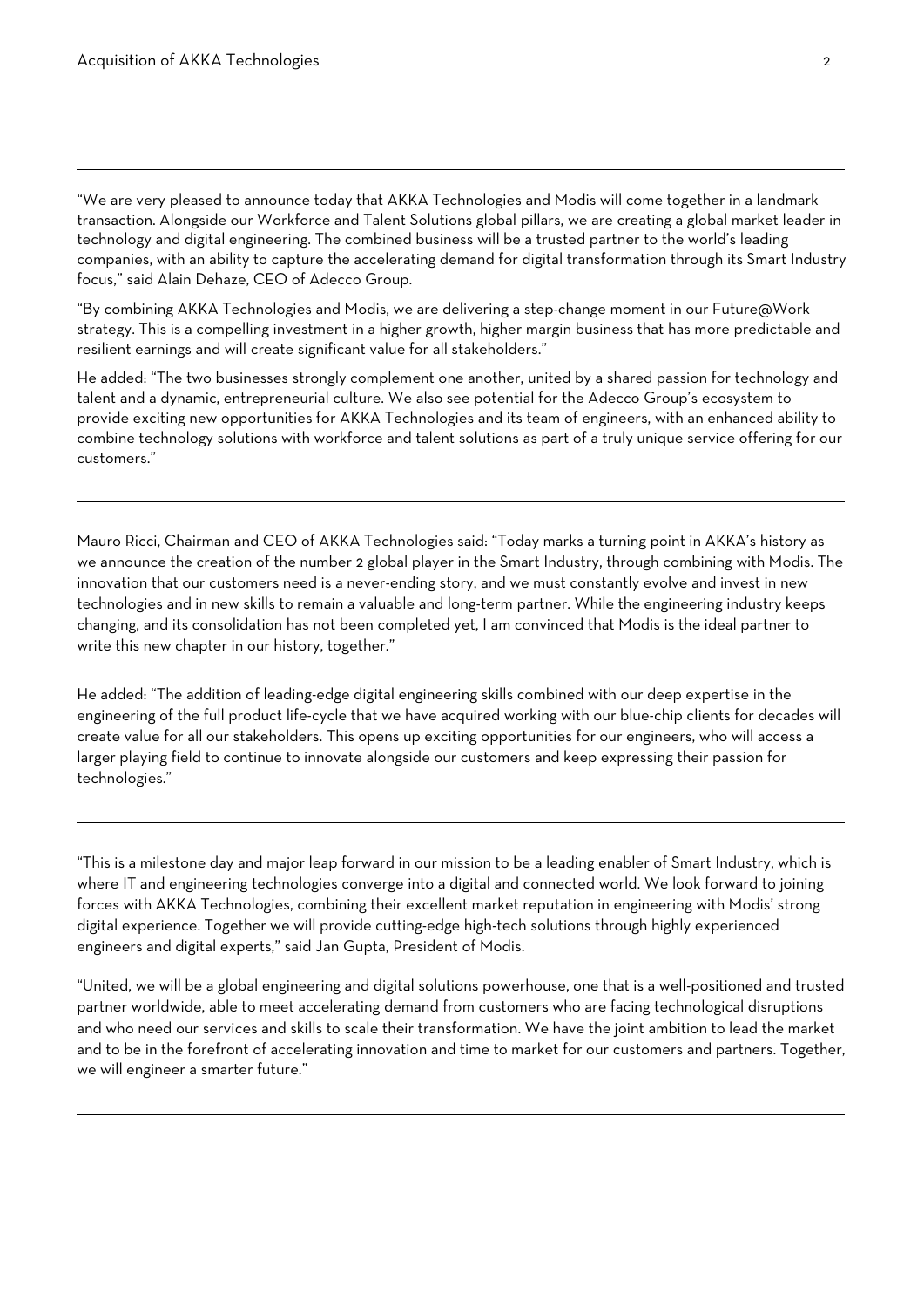---

"We are very pleased to announce today that AKKA Technologies and Modis will come together in a landmark transaction. Alongside our Workforce and Talent Solutions global pillars, we are creating a global market leader in technology and digital engineering. The combined business will be a trusted partner to the world's leading companies, with an ability to capture the accelerating demand for digital transformation through its Smart Industry focus," said Alain Dehaze, CEO of Adecco Group.

"By combining AKKA Technologies and Modis, we are delivering a step-change moment in our Future@Work strategy. This is a compelling investment in a higher growth, higher margin business that has more predictable and resilient earnings and will create significant value for all stakeholders."

He added: "The two businesses strongly complement one another, united by a shared passion for technology and talent and a dynamic, entrepreneurial culture. We also see potential for the Adecco Group's ecosystem to provide exciting new opportunities for AKKA Technologies and its team of engineers, with an enhanced ability to combine technology solutions with workforce and talent solutions as part of a truly unique service offering for our customers."

---

Mauro Ricci, Chairman and CEO of AKKA Technologies said: "Today marks a turning point in AKKA's history as we announce the creation of the number 2 global player in the Smart Industry, through combining with Modis. The innovation that our customers need is a never-ending story, and we must constantly evolve and invest in new technologies and in new skills to remain a valuable and long-term partner. While the engineering industry keeps changing, and its consolidation has not been completed yet, I am convinced that Modis is the ideal partner to write this new chapter in our history, together."

He added: "The addition of leading-edge digital engineering skills combined with our deep expertise in the engineering of the full product life-cycle that we have acquired working with our blue-chip clients for decades will create value for all our stakeholders. This opens up exciting opportunities for our engineers, who will access a larger playing field to continue to innovate alongside our customers and keep expressing their passion for technologies."

---

"This is a milestone day and major leap forward in our mission to be a leading enabler of Smart Industry, which is where IT and engineering technologies converge into a digital and connected world. We look forward to joining forces with AKKA Technologies, combining their excellent market reputation in engineering with Modis' strong digital experience. Together we will provide cutting-edge high-tech solutions through highly experienced engineers and digital experts," said Jan Gupta, President of Modis.

"United, we will be a global engineering and digital solutions powerhouse, one that is a well-positioned and trusted partner worldwide, able to meet accelerating demand from customers who are facing technological disruptions and who need our services and skills to scale their transformation. We have the joint ambition to lead the market and to be in the forefront of accelerating innovation and time to market for our customers and partners. Together, we will engineer a smarter future."

---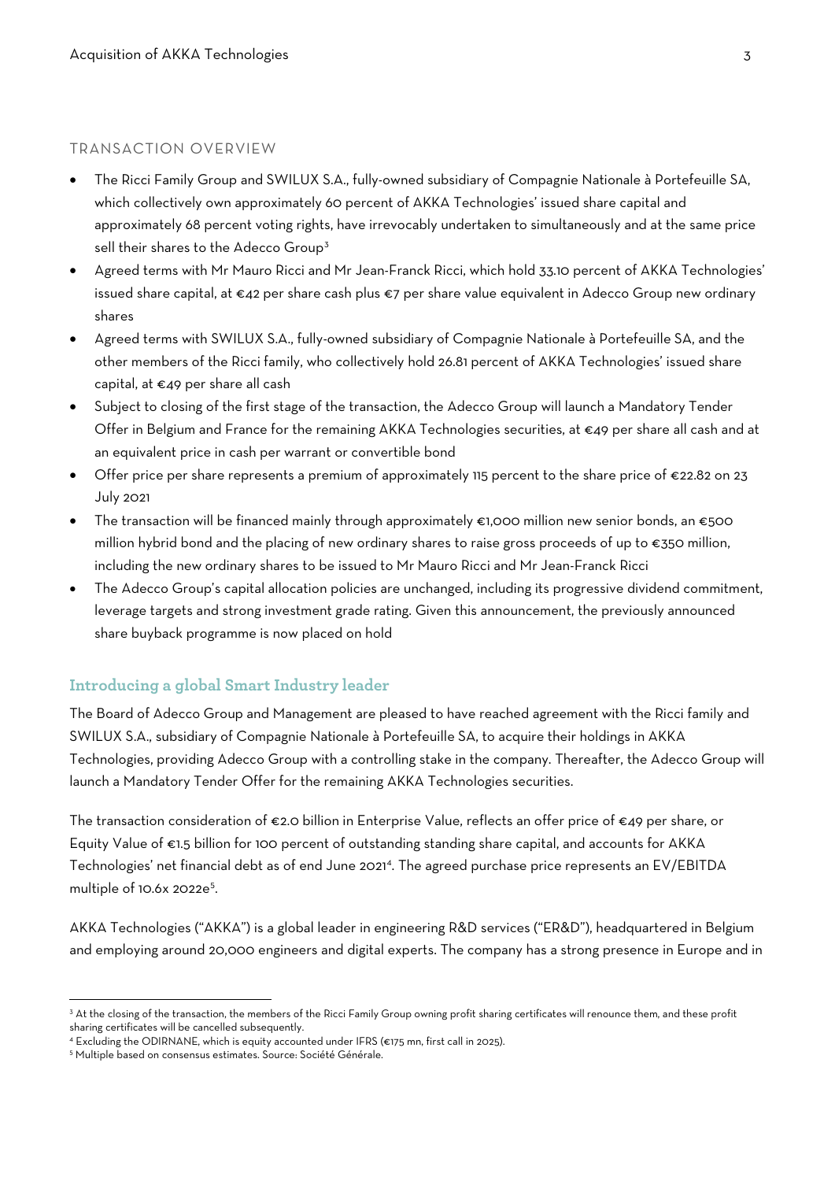## TRANSACTION OVERVIEW

- The Ricci Family Group and SWILUX S.A., fully-owned subsidiary of Compagnie Nationale à Portefeuille SA, which collectively own approximately 60 percent of AKKA Technologies' issued share capital and approximately 68 percent voting rights, have irrevocably undertaken to simultaneously and at the same price sell their shares to the Adecco Group[3]
- Agreed terms with Mr Mauro Ricci and Mr Jean-Franck Ricci, which hold 33.10 percent of AKKA Technologies' issued share capital, at €42 per share cash plus €7 per share value equivalent in Adecco Group new ordinary shares
- Agreed terms with SWILUX S.A., fully-owned subsidiary of Compagnie Nationale à Portefeuille SA, and the other members of the Ricci family, who collectively hold 26.81 percent of AKKA Technologies' issued share capital, at €49 per share all cash
- Subject to closing of the first stage of the transaction, the Adecco Group will launch a Mandatory Tender Offer in Belgium and France for the remaining AKKA Technologies securities, at €49 per share all cash and at an equivalent price in cash per warrant or convertible bond
- Offer price per share represents a premium of approximately 115 percent to the share price of €22.82 on 23 July 2021
- The transaction will be financed mainly through approximately €1,000 million new senior bonds, an €500 million hybrid bond and the placing of new ordinary shares to raise gross proceeds of up to €350 million, including the new ordinary shares to be issued to Mr Mauro Ricci and Mr Jean-Franck Ricci
- The Adecco Group's capital allocation policies are unchanged, including its progressive dividend commitment, leverage targets and strong investment grade rating. Given this announcement, the previously announced share buyback programme is now placed on hold

### Introducing a global Smart Industry leader

The Board of Adecco Group and Management are pleased to have reached agreement with the Ricci family and SWILUX S.A., subsidiary of Compagnie Nationale à Portefeuille SA, to acquire their holdings in AKKA Technologies, providing Adecco Group with a controlling stake in the company. Thereafter, the Adecco Group will launch a Mandatory Tender Offer for the remaining AKKA Technologies securities.

The transaction consideration of €2.0 billion in Enterprise Value, reflects an offer price of €49 per share, or Equity Value of €1.5 billion for 100 percent of outstanding standing share capital, and accounts for AKKA Technologies' net financial debt as of end June 2021[4]. The agreed purchase price represents an EV/EBITDA multiple of 10.6x 2022e[5].

AKKA Technologies ("AKKA") is a global leader in engineering R&D services ("ER&D"), headquartered in Belgium and employing around 20,000 engineers and digital experts. The company has a strong presence in Europe and in

---

[3] At the closing of the transaction, the members of the Ricci Family Group owning profit sharing certificates will renounce them, and these profit sharing certificates will be cancelled subsequently.

[4] Excluding the ODIRNANE, which is equity accounted under IFRS (€175 mn, first call in 2025).

[5] Multiple based on consensus estimates. Source: Société Générale.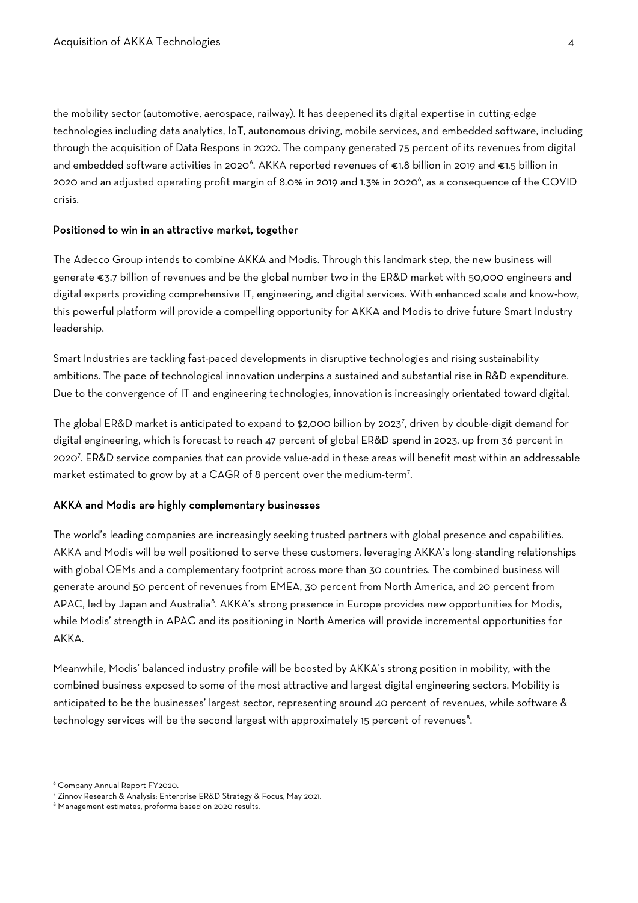the mobility sector (automotive, aerospace, railway). It has deepened its digital expertise in cutting-edge technologies including data analytics, IoT, autonomous driving, mobile services, and embedded software, including through the acquisition of Data Respons in 2020. The company generated 75 percent of its revenues from digital and embedded software activities in 2020[6]. AKKA reported revenues of €1.8 billion in 2019 and €1.5 billion in 2020 and an adjusted operating profit margin of 8.0% in 2019 and 1.3% in 2020[6], as a consequence of the COVID crisis.

**Positioned to win in an attractive market, together**

The Adecco Group intends to combine AKKA and Modis. Through this landmark step, the new business will generate €3.7 billion of revenues and be the global number two in the ER&D market with 50,000 engineers and digital experts providing comprehensive IT, engineering, and digital services. With enhanced scale and know-how, this powerful platform will provide a compelling opportunity for AKKA and Modis to drive future Smart Industry leadership.

Smart Industries are tackling fast-paced developments in disruptive technologies and rising sustainability ambitions. The pace of technological innovation underpins a sustained and substantial rise in R&D expenditure. Due to the convergence of IT and engineering technologies, innovation is increasingly orientated toward digital.

The global ER&D market is anticipated to expand to $2,000 billion by 2023[7], driven by double-digit demand for digital engineering, which is forecast to reach 47 percent of global ER&D spend in 2023, up from 36 percent in 2020[7]. ER&D service companies that can provide value-add in these areas will benefit most within an addressable market estimated to grow by at a CAGR of 8 percent over the medium-term[7].

**AKKA and Modis are highly complementary businesses**

The world's leading companies are increasingly seeking trusted partners with global presence and capabilities. AKKA and Modis will be well positioned to serve these customers, leveraging AKKA's long-standing relationships with global OEMs and a complementary footprint across more than 30 countries. The combined business will generate around 50 percent of revenues from EMEA, 30 percent from North America, and 20 percent from APAC, led by Japan and Australia[8]. AKKA's strong presence in Europe provides new opportunities for Modis, while Modis' strength in APAC and its positioning in North America will provide incremental opportunities for AKKA.

Meanwhile, Modis' balanced industry profile will be boosted by AKKA's strong position in mobility, with the combined business exposed to some of the most attractive and largest digital engineering sectors. Mobility is anticipated to be the businesses' largest sector, representing around 40 percent of revenues, while software & technology services will be the second largest with approximately 15 percent of revenues[8].

---

[6] Company Annual Report FY2020.

[7] Zinnov Research & Analysis: Enterprise ER&D Strategy & Focus, May 2021.

[8] Management estimates, proforma based on 2020 results.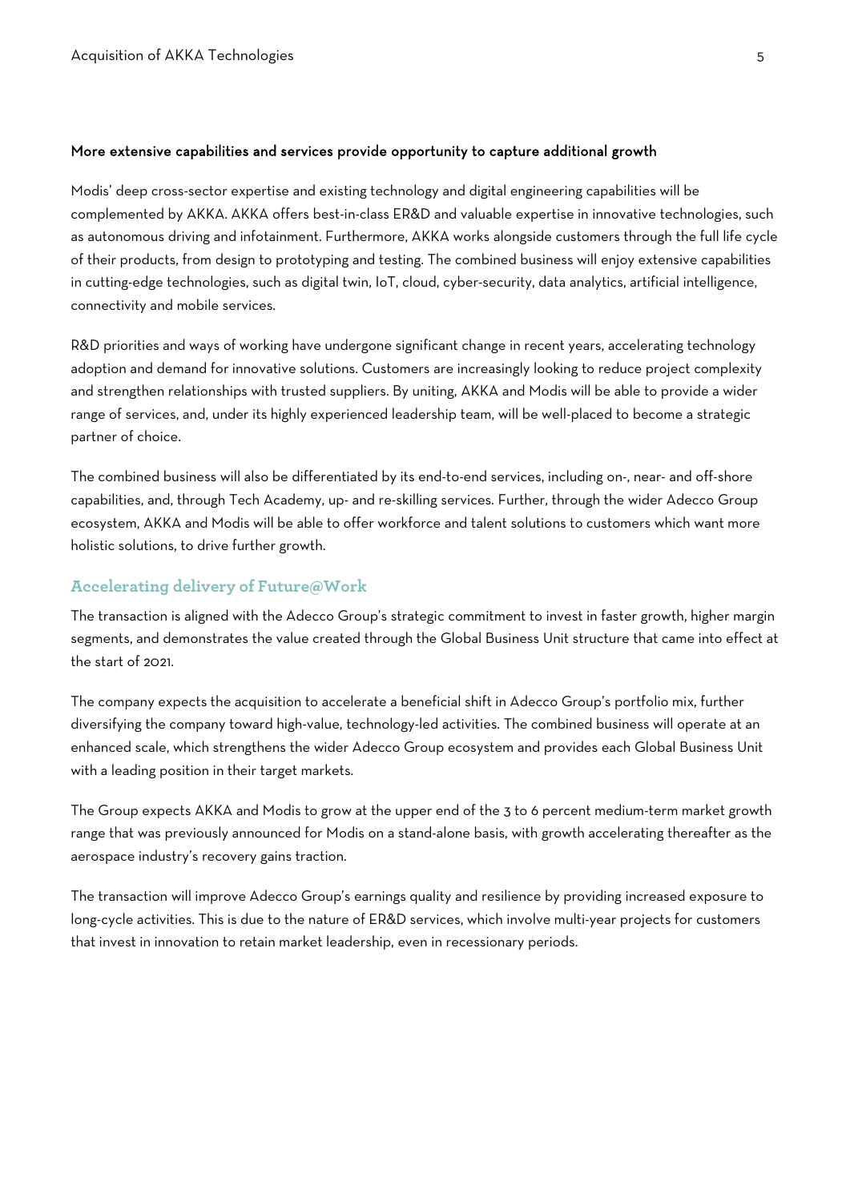**More extensive capabilities and services provide opportunity to capture additional growth**

Modis' deep cross-sector expertise and existing technology and digital engineering capabilities will be complemented by AKKA. AKKA offers best-in-class ER&D and valuable expertise in innovative technologies, such as autonomous driving and infotainment. Furthermore, AKKA works alongside customers through the full life cycle of their products, from design to prototyping and testing. The combined business will enjoy extensive capabilities in cutting-edge technologies, such as digital twin, IoT, cloud, cyber-security, data analytics, artificial intelligence, connectivity and mobile services.

R&D priorities and ways of working have undergone significant change in recent years, accelerating technology adoption and demand for innovative solutions. Customers are increasingly looking to reduce project complexity and strengthen relationships with trusted suppliers. By uniting, AKKA and Modis will be able to provide a wider range of services, and, under its highly experienced leadership team, will be well-placed to become a strategic partner of choice.

The combined business will also be differentiated by its end-to-end services, including on-, near- and off-shore capabilities, and, through Tech Academy, up- and re-skilling services. Further, through the wider Adecco Group ecosystem, AKKA and Modis will be able to offer workforce and talent solutions to customers which want more holistic solutions, to drive further growth.

## Accelerating delivery of Future@Work

The transaction is aligned with the Adecco Group's strategic commitment to invest in faster growth, higher margin segments, and demonstrates the value created through the Global Business Unit structure that came into effect at the start of 2021.

The company expects the acquisition to accelerate a beneficial shift in Adecco Group's portfolio mix, further diversifying the company toward high-value, technology-led activities. The combined business will operate at an enhanced scale, which strengthens the wider Adecco Group ecosystem and provides each Global Business Unit with a leading position in their target markets.

The Group expects AKKA and Modis to grow at the upper end of the 3 to 6 percent medium-term market growth range that was previously announced for Modis on a stand-alone basis, with growth accelerating thereafter as the aerospace industry's recovery gains traction.

The transaction will improve Adecco Group's earnings quality and resilience by providing increased exposure to long-cycle activities. This is due to the nature of ER&D services, which involve multi-year projects for customers that invest in innovation to retain market leadership, even in recessionary periods.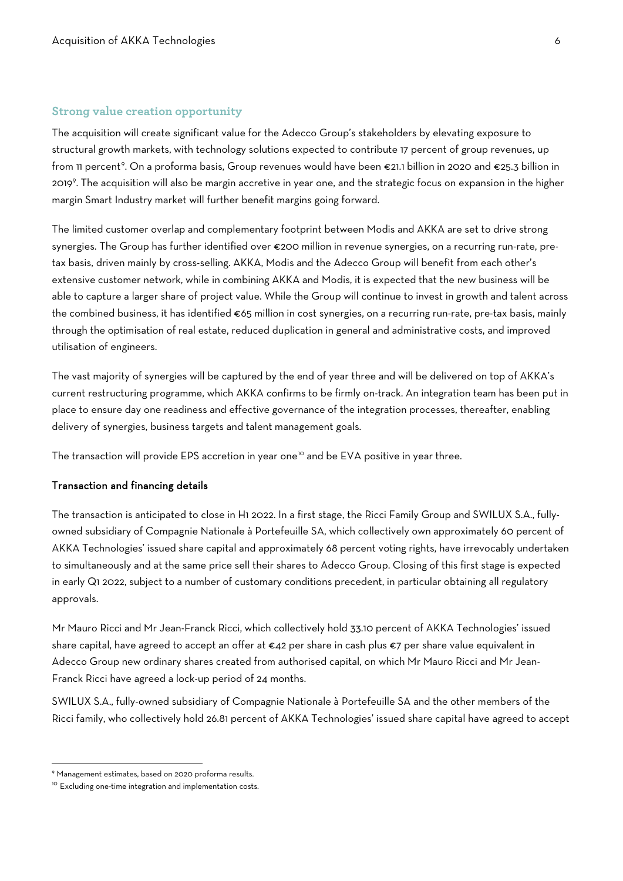## Strong value creation opportunity

The acquisition will create significant value for the Adecco Group's stakeholders by elevating exposure to structural growth markets, with technology solutions expected to contribute 17 percent of group revenues, up from 11 percent[9]. On a proforma basis, Group revenues would have been €21.1 billion in 2020 and €25.3 billion in 2019[9]. The acquisition will also be margin accretive in year one, and the strategic focus on expansion in the higher margin Smart Industry market will further benefit margins going forward.

The limited customer overlap and complementary footprint between Modis and AKKA are set to drive strong synergies. The Group has further identified over €200 million in revenue synergies, on a recurring run-rate, pre-tax basis, driven mainly by cross-selling. AKKA, Modis and the Adecco Group will benefit from each other's extensive customer network, while in combining AKKA and Modis, it is expected that the new business will be able to capture a larger share of project value. While the Group will continue to invest in growth and talent across the combined business, it has identified €65 million in cost synergies, on a recurring run-rate, pre-tax basis, mainly through the optimisation of real estate, reduced duplication in general and administrative costs, and improved utilisation of engineers.

The vast majority of synergies will be captured by the end of year three and will be delivered on top of AKKA's current restructuring programme, which AKKA confirms to be firmly on-track. An integration team has been put in place to ensure day one readiness and effective governance of the integration processes, thereafter, enabling delivery of synergies, business targets and talent management goals.

The transaction will provide EPS accretion in year one[10] and be EVA positive in year three.

### Transaction and financing details

The transaction is anticipated to close in H1 2022. In a first stage, the Ricci Family Group and SWILUX S.A., fully-owned subsidiary of Compagnie Nationale à Portefeuille SA, which collectively own approximately 60 percent of AKKA Technologies' issued share capital and approximately 68 percent voting rights, have irrevocably undertaken to simultaneously and at the same price sell their shares to Adecco Group. Closing of this first stage is expected in early Q1 2022, subject to a number of customary conditions precedent, in particular obtaining all regulatory approvals.

Mr Mauro Ricci and Mr Jean-Franck Ricci, which collectively hold 33.10 percent of AKKA Technologies' issued share capital, have agreed to accept an offer at €42 per share in cash plus €7 per share value equivalent in Adecco Group new ordinary shares created from authorised capital, on which Mr Mauro Ricci and Mr Jean-Franck Ricci have agreed a lock-up period of 24 months.

SWILUX S.A., fully-owned subsidiary of Compagnie Nationale à Portefeuille SA and the other members of the Ricci family, who collectively hold 26.81 percent of AKKA Technologies' issued share capital have agreed to accept

[9] Management estimates, based on 2020 proforma results.

[10] Excluding one-time integration and implementation costs.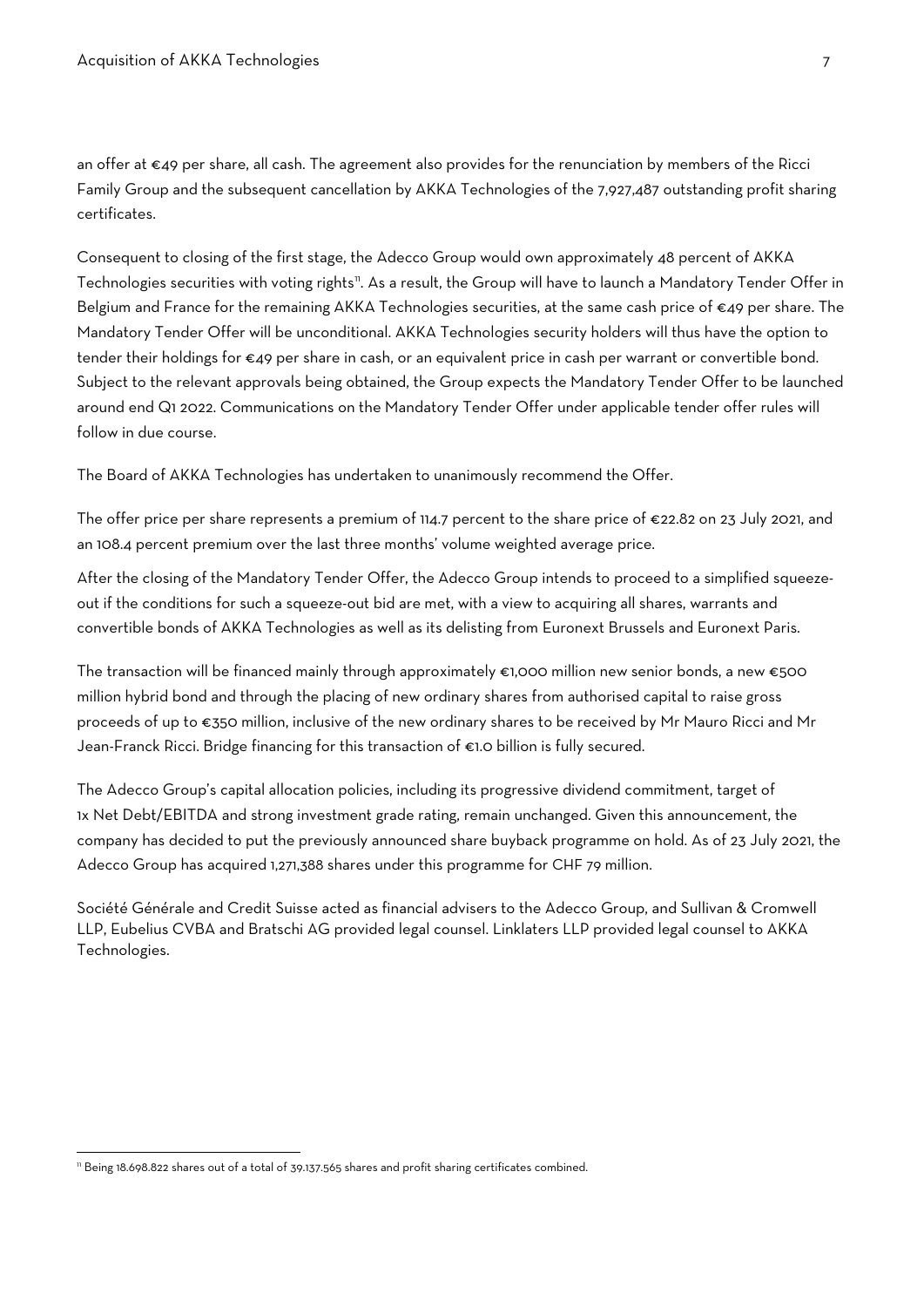an offer at €49 per share, all cash. The agreement also provides for the renunciation by members of the Ricci Family Group and the subsequent cancellation by AKKA Technologies of the 7,927,487 outstanding profit sharing certificates.

Consequent to closing of the first stage, the Adecco Group would own approximately 48 percent of AKKA Technologies securities with voting rights[11]. As a result, the Group will have to launch a Mandatory Tender Offer in Belgium and France for the remaining AKKA Technologies securities, at the same cash price of €49 per share. The Mandatory Tender Offer will be unconditional. AKKA Technologies security holders will thus have the option to tender their holdings for €49 per share in cash, or an equivalent price in cash per warrant or convertible bond. Subject to the relevant approvals being obtained, the Group expects the Mandatory Tender Offer to be launched around end Q1 2022. Communications on the Mandatory Tender Offer under applicable tender offer rules will follow in due course.

The Board of AKKA Technologies has undertaken to unanimously recommend the Offer.

The offer price per share represents a premium of 114.7 percent to the share price of €22.82 on 23 July 2021, and an 108.4 percent premium over the last three months' volume weighted average price.

After the closing of the Mandatory Tender Offer, the Adecco Group intends to proceed to a simplified squeeze-out if the conditions for such a squeeze-out bid are met, with a view to acquiring all shares, warrants and convertible bonds of AKKA Technologies as well as its delisting from Euronext Brussels and Euronext Paris.

The transaction will be financed mainly through approximately €1,000 million new senior bonds, a new €500 million hybrid bond and through the placing of new ordinary shares from authorised capital to raise gross proceeds of up to €350 million, inclusive of the new ordinary shares to be received by Mr Mauro Ricci and Mr Jean-Franck Ricci. Bridge financing for this transaction of €1.0 billion is fully secured.

The Adecco Group's capital allocation policies, including its progressive dividend commitment, target of 1x Net Debt/EBITDA and strong investment grade rating, remain unchanged. Given this announcement, the company has decided to put the previously announced share buyback programme on hold. As of 23 July 2021, the Adecco Group has acquired 1,271,388 shares under this programme for CHF 79 million.

Société Générale and Credit Suisse acted as financial advisers to the Adecco Group, and Sullivan & Cromwell LLP, Eubelius CVBA and Bratschi AG provided legal counsel. Linklaters LLP provided legal counsel to AKKA Technologies.

[11] Being 18.698.822 shares out of a total of 39.137.565 shares and profit sharing certificates combined.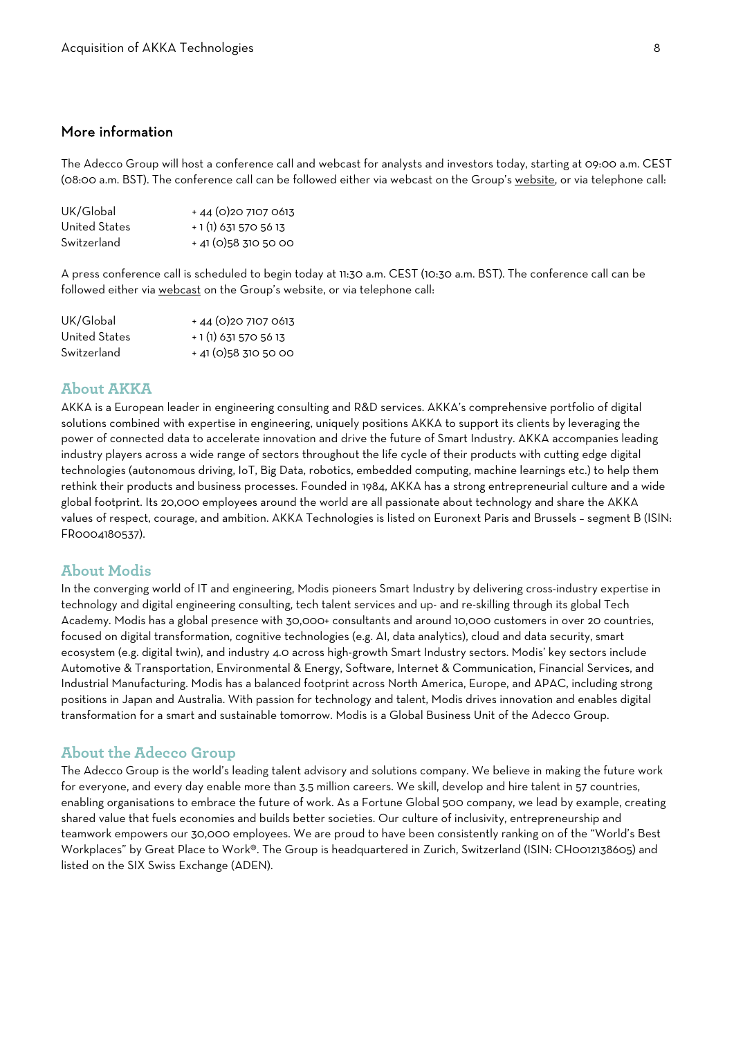## More information

The Adecco Group will host a conference call and webcast for analysts and investors today, starting at 09:00 a.m. CEST (08:00 a.m. BST). The conference call can be followed either via webcast on the Group's website, or via telephone call:

| | |
|---|---|
| UK/Global | + 44 (0)20 7107 0613 |
| United States | + 1 (1) 631 570 56 13 |
| Switzerland | + 41 (0)58 310 50 00 |

A press conference call is scheduled to begin today at 11:30 a.m. CEST (10:30 a.m. BST). The conference call can be followed either via webcast on the Group's website, or via telephone call:

| | |
|---|---|
| UK/Global | + 44 (0)20 7107 0613 |
| United States | + 1 (1) 631 570 56 13 |
| Switzerland | + 41 (0)58 310 50 00 |

## About AKKA

AKKA is a European leader in engineering consulting and R&D services. AKKA's comprehensive portfolio of digital solutions combined with expertise in engineering, uniquely positions AKKA to support its clients by leveraging the power of connected data to accelerate innovation and drive the future of Smart Industry. AKKA accompanies leading industry players across a wide range of sectors throughout the life cycle of their products with cutting edge digital technologies (autonomous driving, IoT, Big Data, robotics, embedded computing, machine learnings etc.) to help them rethink their products and business processes. Founded in 1984, AKKA has a strong entrepreneurial culture and a wide global footprint. Its 20,000 employees around the world are all passionate about technology and share the AKKA values of respect, courage, and ambition. AKKA Technologies is listed on Euronext Paris and Brussels – segment B (ISIN: FR0004180537).

## About Modis

In the converging world of IT and engineering, Modis pioneers Smart Industry by delivering cross-industry expertise in technology and digital engineering consulting, tech talent services and up- and re-skilling through its global Tech Academy. Modis has a global presence with 30,000+ consultants and around 10,000 customers in over 20 countries, focused on digital transformation, cognitive technologies (e.g. AI, data analytics), cloud and data security, smart ecosystem (e.g. digital twin), and industry 4.0 across high-growth Smart Industry sectors. Modis' key sectors include Automotive & Transportation, Environmental & Energy, Software, Internet & Communication, Financial Services, and Industrial Manufacturing. Modis has a balanced footprint across North America, Europe, and APAC, including strong positions in Japan and Australia. With passion for technology and talent, Modis drives innovation and enables digital transformation for a smart and sustainable tomorrow. Modis is a Global Business Unit of the Adecco Group.

## About the Adecco Group

The Adecco Group is the world's leading talent advisory and solutions company. We believe in making the future work for everyone, and every day enable more than 3.5 million careers. We skill, develop and hire talent in 57 countries, enabling organisations to embrace the future of work. As a Fortune Global 500 company, we lead by example, creating shared value that fuels economies and builds better societies. Our culture of inclusivity, entrepreneurship and teamwork empowers our 30,000 employees. We are proud to have been consistently ranking on of the "World's Best Workplaces" by Great Place to Work®. The Group is headquartered in Zurich, Switzerland (ISIN: CH0012138605) and listed on the SIX Swiss Exchange (ADEN).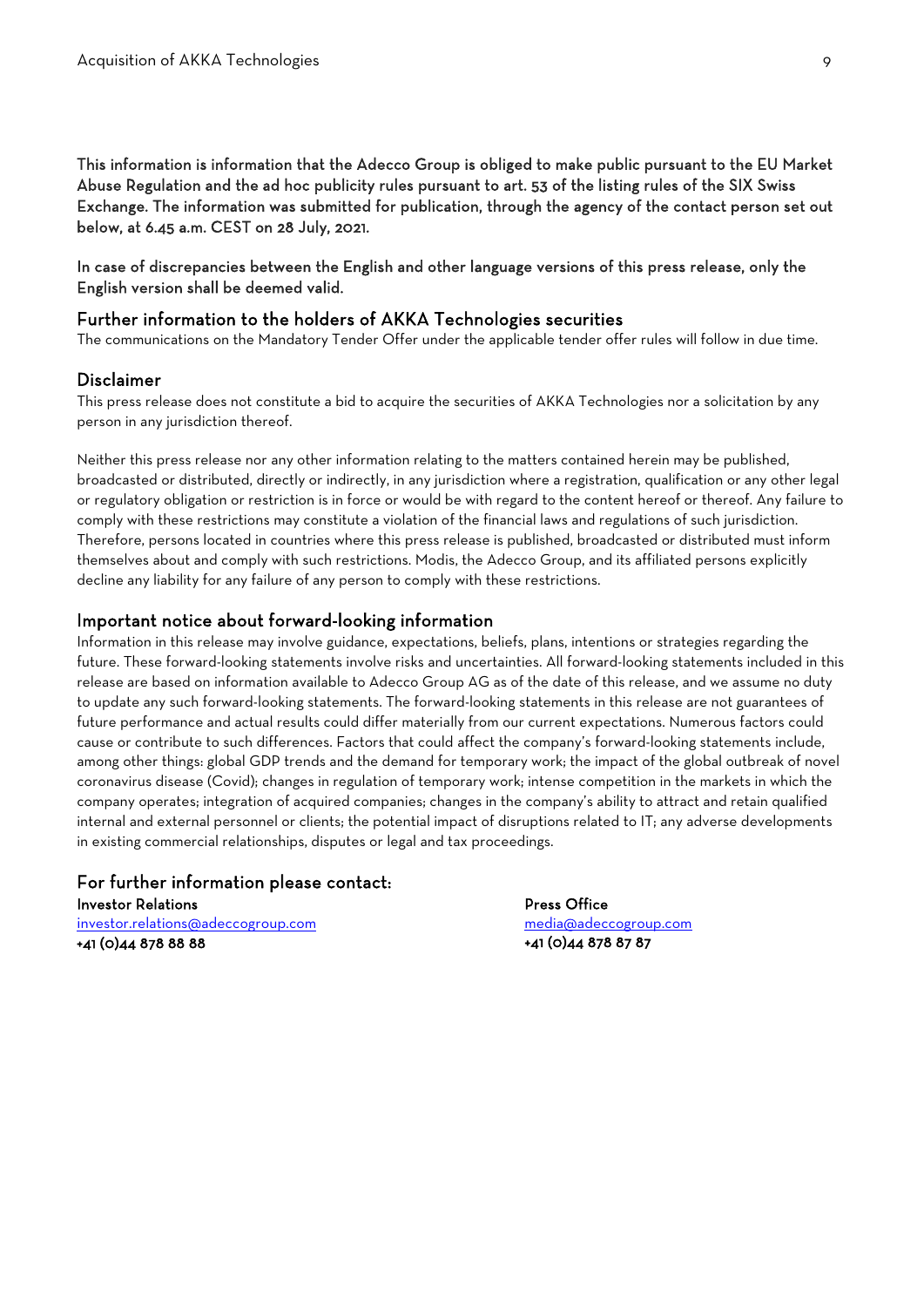**This information is information that the Adecco Group is obliged to make public pursuant to the EU Market Abuse Regulation and the ad hoc publicity rules pursuant to art. 53 of the listing rules of the SIX Swiss Exchange. The information was submitted for publication, through the agency of the contact person set out below, at 6.45 a.m. CEST on 28 July, 2021.**

**In case of discrepancies between the English and other language versions of this press release, only the English version shall be deemed valid.**

## Further information to the holders of AKKA Technologies securities

The communications on the Mandatory Tender Offer under the applicable tender offer rules will follow in due time.

## Disclaimer

This press release does not constitute a bid to acquire the securities of AKKA Technologies nor a solicitation by any person in any jurisdiction thereof.

Neither this press release nor any other information relating to the matters contained herein may be published, broadcasted or distributed, directly or indirectly, in any jurisdiction where a registration, qualification or any other legal or regulatory obligation or restriction is in force or would be with regard to the content hereof or thereof. Any failure to comply with these restrictions may constitute a violation of the financial laws and regulations of such jurisdiction. Therefore, persons located in countries where this press release is published, broadcasted or distributed must inform themselves about and comply with such restrictions. Modis, the Adecco Group, and its affiliated persons explicitly decline any liability for any failure of any person to comply with these restrictions.

## Important notice about forward-looking information

Information in this release may involve guidance, expectations, beliefs, plans, intentions or strategies regarding the future. These forward-looking statements involve risks and uncertainties. All forward-looking statements included in this release are based on information available to Adecco Group AG as of the date of this release, and we assume no duty to update any such forward-looking statements. The forward-looking statements in this release are not guarantees of future performance and actual results could differ materially from our current expectations. Numerous factors could cause or contribute to such differences. Factors that could affect the company's forward-looking statements include, among other things: global GDP trends and the demand for temporary work; the impact of the global outbreak of novel coronavirus disease (Covid); changes in regulation of temporary work; intense competition in the markets in which the company operates; integration of acquired companies; changes in the company's ability to attract and retain qualified internal and external personnel or clients; the potential impact of disruptions related to IT; any adverse developments in existing commercial relationships, disputes or legal and tax proceedings.

## For further information please contact:

**Investor Relations**
investor.relations@adeccogroup.com
**+41 (0)44 878 88 88**

**Press Office**
media@adeccogroup.com
**+41 (0)44 878 87 87**